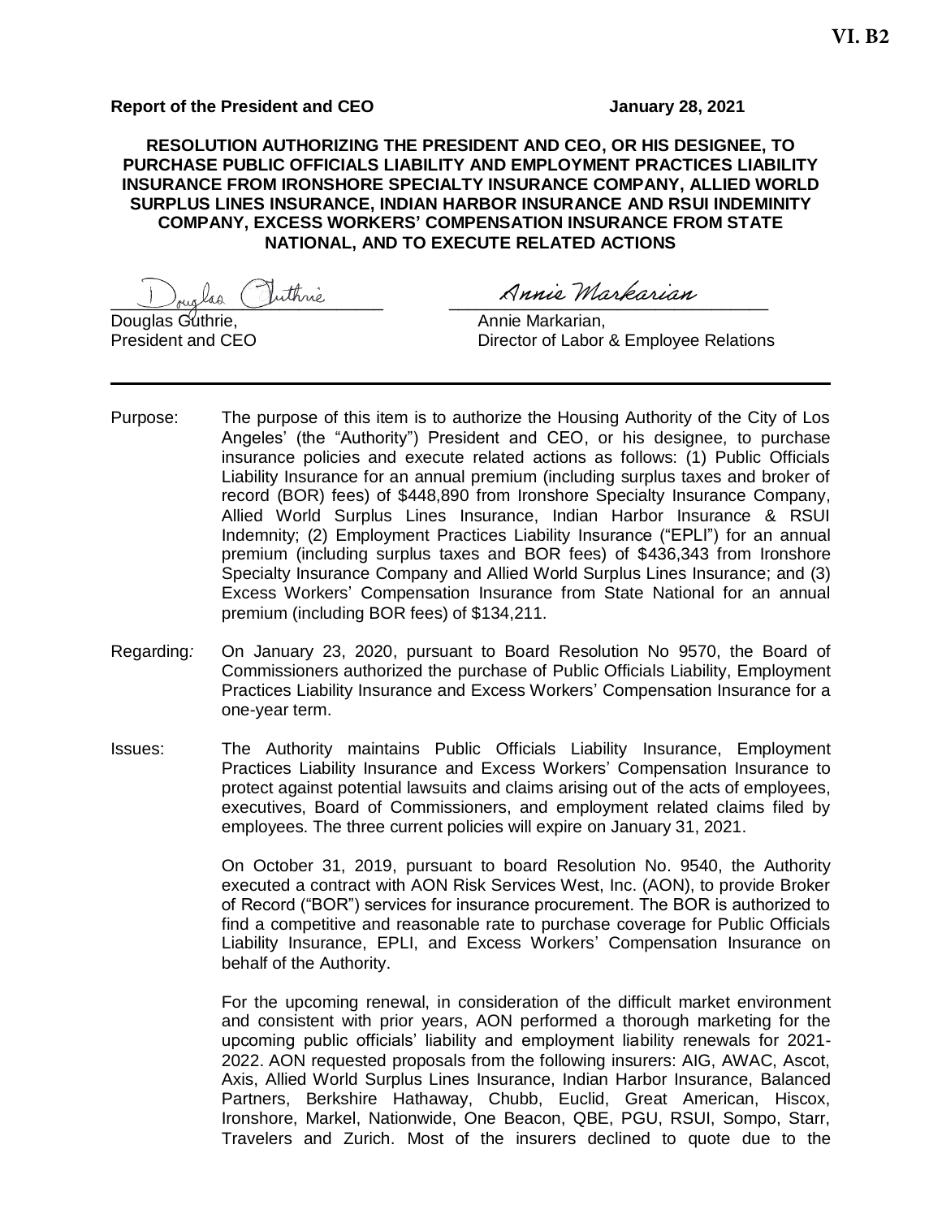VI. B2

**Report of the President and CEO** **January 28, 2021**

**RESOLUTION AUTHORIZING THE PRESIDENT AND CEO, OR HIS DESIGNEE, TO PURCHASE PUBLIC OFFICIALS LIABILITY AND EMPLOYMENT PRACTICES LIABILITY INSURANCE FROM IRONSHORE SPECIALTY INSURANCE COMPANY, ALLIED WORLD SURPLUS LINES INSURANCE, INDIAN HARBOR INSURANCE AND RSUI INDEMINITY COMPANY, EXCESS WORKERS' COMPENSATION INSURANCE FROM STATE NATIONAL, AND TO EXECUTE RELATED ACTIONS**

Douglas Guthrie,
President and CEO

Annie Markarian,
Director of Labor & Employee Relations

---

Purpose: The purpose of this item is to authorize the Housing Authority of the City of Los Angeles' (the "Authority") President and CEO, or his designee, to purchase insurance policies and execute related actions as follows: (1) Public Officials Liability Insurance for an annual premium (including surplus taxes and broker of record (BOR) fees) of $448,890 from Ironshore Specialty Insurance Company, Allied World Surplus Lines Insurance, Indian Harbor Insurance & RSUI Indemnity; (2) Employment Practices Liability Insurance ("EPLI") for an annual premium (including surplus taxes and BOR fees) of $436,343 from Ironshore Specialty Insurance Company and Allied World Surplus Lines Insurance; and (3) Excess Workers' Compensation Insurance from State National for an annual premium (including BOR fees) of $134,211.

Regarding*:* On January 23, 2020, pursuant to Board Resolution No 9570, the Board of Commissioners authorized the purchase of Public Officials Liability, Employment Practices Liability Insurance and Excess Workers' Compensation Insurance for a one-year term.

Issues: The Authority maintains Public Officials Liability Insurance, Employment Practices Liability Insurance and Excess Workers' Compensation Insurance to protect against potential lawsuits and claims arising out of the acts of employees, executives, Board of Commissioners, and employment related claims filed by employees. The three current policies will expire on January 31, 2021.

On October 31, 2019, pursuant to board Resolution No. 9540, the Authority executed a contract with AON Risk Services West, Inc. (AON), to provide Broker of Record ("BOR") services for insurance procurement. The BOR is authorized to find a competitive and reasonable rate to purchase coverage for Public Officials Liability Insurance, EPLI, and Excess Workers' Compensation Insurance on behalf of the Authority.

For the upcoming renewal, in consideration of the difficult market environment and consistent with prior years, AON performed a thorough marketing for the upcoming public officials' liability and employment liability renewals for 2021-2022. AON requested proposals from the following insurers: AIG, AWAC, Ascot, Axis, Allied World Surplus Lines Insurance, Indian Harbor Insurance, Balanced Partners, Berkshire Hathaway, Chubb, Euclid, Great American, Hiscox, Ironshore, Markel, Nationwide, One Beacon, QBE, PGU, RSUI, Sompo, Starr, Travelers and Zurich. Most of the insurers declined to quote due to the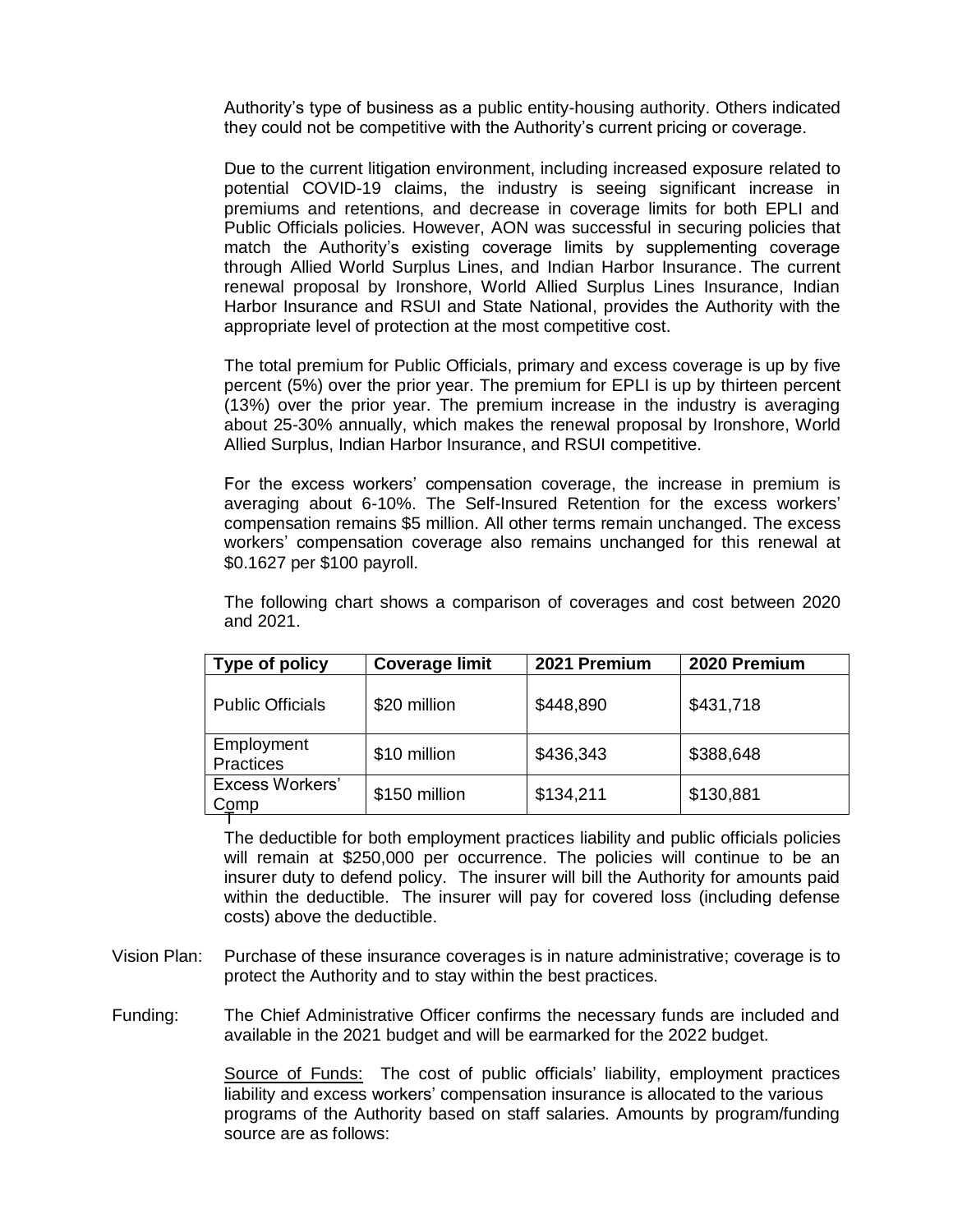Authority's type of business as a public entity-housing authority. Others indicated they could not be competitive with the Authority's current pricing or coverage.

Due to the current litigation environment, including increased exposure related to potential COVID-19 claims, the industry is seeing significant increase in premiums and retentions, and decrease in coverage limits for both EPLI and Public Officials policies. However, AON was successful in securing policies that match the Authority's existing coverage limits by supplementing coverage through Allied World Surplus Lines, and Indian Harbor Insurance. The current renewal proposal by Ironshore, World Allied Surplus Lines Insurance, Indian Harbor Insurance and RSUI and State National, provides the Authority with the appropriate level of protection at the most competitive cost.

The total premium for Public Officials, primary and excess coverage is up by five percent (5%) over the prior year. The premium for EPLI is up by thirteen percent (13%) over the prior year. The premium increase in the industry is averaging about 25-30% annually, which makes the renewal proposal by Ironshore, World Allied Surplus, Indian Harbor Insurance, and RSUI competitive.

For the excess workers' compensation coverage, the increase in premium is averaging about 6-10%. The Self-Insured Retention for the excess workers' compensation remains $5 million. All other terms remain unchanged. The excess workers' compensation coverage also remains unchanged for this renewal at $0.1627 per $100 payroll.

The following chart shows a comparison of coverages and cost between 2020 and 2021.

| Type of policy | Coverage limit | 2021 Premium | 2020 Premium |
|---|---|---|---|
| Public Officials | $20 million | $448,890 | $431,718 |
| Employment Practices | $10 million | $436,343 | $388,648 |
| Excess Workers' Comp | $150 million | $134,211 | $130,881 |

The deductible for both employment practices liability and public officials policies will remain at $250,000 per occurrence. The policies will continue to be an insurer duty to defend policy. The insurer will bill the Authority for amounts paid within the deductible. The insurer will pay for covered loss (including defense costs) above the deductible.

Vision Plan: Purchase of these insurance coverages is in nature administrative; coverage is to protect the Authority and to stay within the best practices.

Funding: The Chief Administrative Officer confirms the necessary funds are included and available in the 2021 budget and will be earmarked for the 2022 budget.

Source of Funds: The cost of public officials' liability, employment practices liability and excess workers' compensation insurance is allocated to the various programs of the Authority based on staff salaries. Amounts by program/funding source are as follows: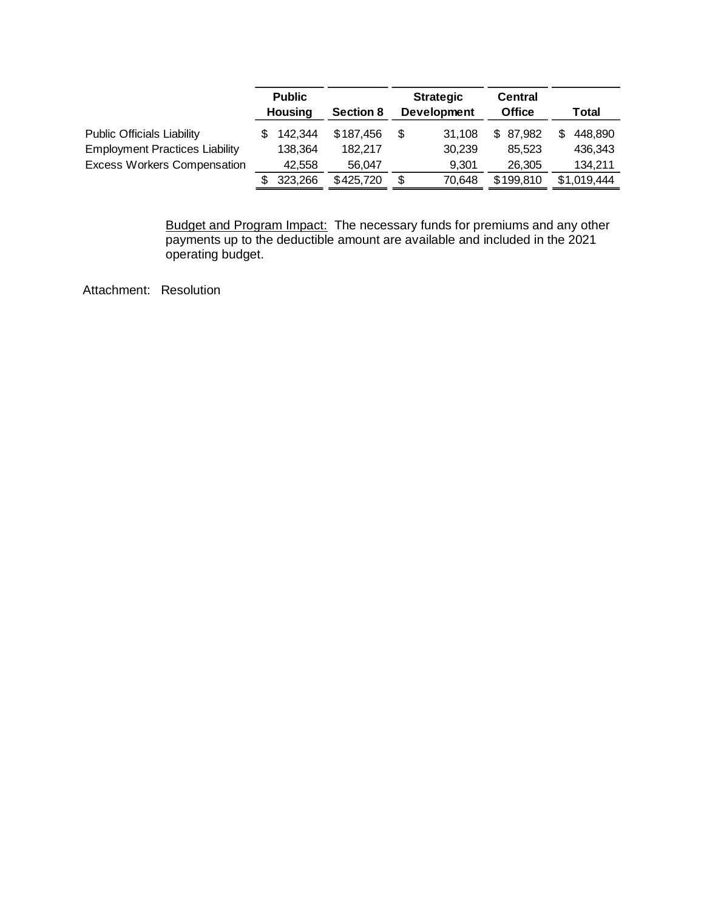| | Public Housing | Section 8 | Strategic Development | Central Office | Total |
|---|---|---|---|---|---|
| Public Officials Liability | $ 142,344 | $187,456 | $ 31,108 | $ 87,982 | $ 448,890 |
| Employment Practices Liability | 138,364 | 182,217 | 30,239 | 85,523 | 436,343 |
| Excess Workers Compensation | 42,558 | 56,047 | 9,301 | 26,305 | 134,211 |
| | $ 323,266 | $425,720 | $ 70,648 | $199,810 | $1,019,444 |

Budget and Program Impact: The necessary funds for premiums and any other payments up to the deductible amount are available and included in the 2021 operating budget.

Attachment: Resolution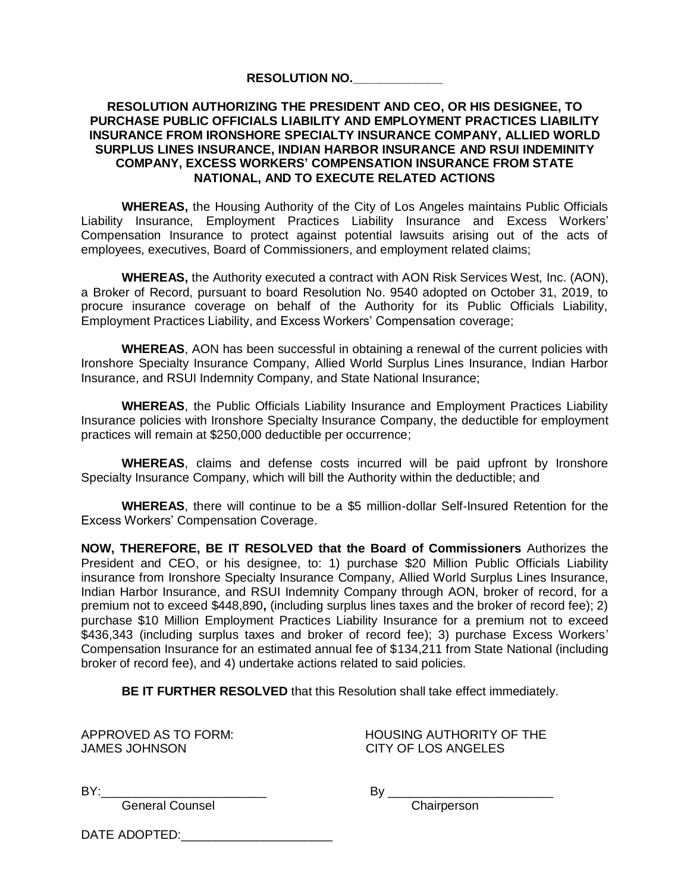**RESOLUTION NO.\_\_\_\_\_\_\_\_\_\_\_\_\_**

**RESOLUTION AUTHORIZING THE PRESIDENT AND CEO, OR HIS DESIGNEE, TO PURCHASE PUBLIC OFFICIALS LIABILITY AND EMPLOYMENT PRACTICES LIABILITY INSURANCE FROM IRONSHORE SPECIALTY INSURANCE COMPANY, ALLIED WORLD SURPLUS LINES INSURANCE, INDIAN HARBOR INSURANCE AND RSUI INDEMINITY COMPANY, EXCESS WORKERS' COMPENSATION INSURANCE FROM STATE NATIONAL, AND TO EXECUTE RELATED ACTIONS**

**WHEREAS,** the Housing Authority of the City of Los Angeles maintains Public Officials Liability Insurance, Employment Practices Liability Insurance and Excess Workers' Compensation Insurance to protect against potential lawsuits arising out of the acts of employees, executives, Board of Commissioners, and employment related claims;

**WHEREAS,** the Authority executed a contract with AON Risk Services West, Inc. (AON), a Broker of Record, pursuant to board Resolution No. 9540 adopted on October 31, 2019, to procure insurance coverage on behalf of the Authority for its Public Officials Liability, Employment Practices Liability, and Excess Workers' Compensation coverage;

**WHEREAS**, AON has been successful in obtaining a renewal of the current policies with Ironshore Specialty Insurance Company, Allied World Surplus Lines Insurance, Indian Harbor Insurance, and RSUI Indemnity Company, and State National Insurance;

**WHEREAS**, the Public Officials Liability Insurance and Employment Practices Liability Insurance policies with Ironshore Specialty Insurance Company, the deductible for employment practices will remain at $250,000 deductible per occurrence;

**WHEREAS**, claims and defense costs incurred will be paid upfront by Ironshore Specialty Insurance Company, which will bill the Authority within the deductible; and

**WHEREAS**, there will continue to be a $5 million-dollar Self-Insured Retention for the Excess Workers' Compensation Coverage.

**NOW, THEREFORE, BE IT RESOLVED that the Board of Commissioners** Authorizes the President and CEO, or his designee, to: 1) purchase $20 Million Public Officials Liability insurance from Ironshore Specialty Insurance Company, Allied World Surplus Lines Insurance, Indian Harbor Insurance, and RSUI Indemnity Company through AON, broker of record, for a premium not to exceed $448,890**,** (including surplus lines taxes and the broker of record fee); 2) purchase $10 Million Employment Practices Liability Insurance for a premium not to exceed $436,343 (including surplus taxes and broker of record fee); 3) purchase Excess Workers' Compensation Insurance for an estimated annual fee of $134,211 from State National (including broker of record fee), and 4) undertake actions related to said policies.

**BE IT FURTHER RESOLVED** that this Resolution shall take effect immediately.

APPROVED AS TO FORM:
JAMES JOHNSON

BY:\_\_\_\_\_\_\_\_\_\_\_\_\_\_\_\_\_\_\_\_\_\_\_\_
General Counsel

HOUSING AUTHORITY OF THE
CITY OF LOS ANGELES

By \_\_\_\_\_\_\_\_\_\_\_\_\_\_\_\_\_\_\_\_\_\_\_\_
Chairperson

DATE ADOPTED:\_\_\_\_\_\_\_\_\_\_\_\_\_\_\_\_\_\_\_\_\_\_